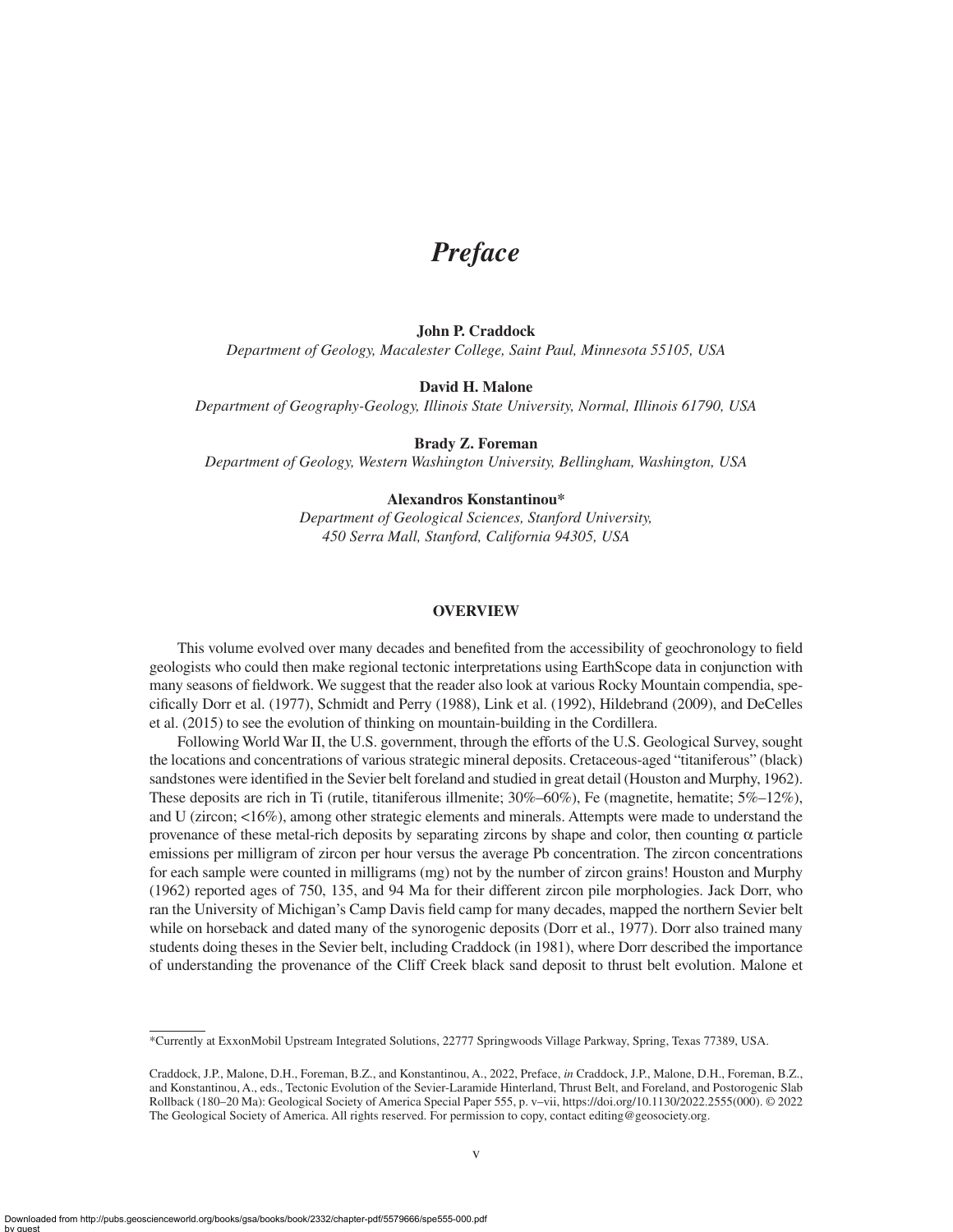# Preface

**John P. Craddock**
*Department of Geology, Macalester College, Saint Paul, Minnesota 55105, USA*

**David H. Malone**
*Department of Geography-Geology, Illinois State University, Normal, Illinois 61790, USA*

**Brady Z. Foreman**
*Department of Geology, Western Washington University, Bellingham, Washington, USA*

**Alexandros Konstantinou***
*Department of Geological Sciences, Stanford University, 450 Serra Mall, Stanford, California 94305, USA*

## OVERVIEW

This volume evolved over many decades and benefited from the accessibility of geochronology to field geologists who could then make regional tectonic interpretations using EarthScope data in conjunction with many seasons of fieldwork. We suggest that the reader also look at various Rocky Mountain compendia, specifically Dorr et al. (1977), Schmidt and Perry (1988), Link et al. (1992), Hildebrand (2009), and DeCelles et al. (2015) to see the evolution of thinking on mountain-building in the Cordillera.

Following World War II, the U.S. government, through the efforts of the U.S. Geological Survey, sought the locations and concentrations of various strategic mineral deposits. Cretaceous-aged "titaniferous" (black) sandstones were identified in the Sevier belt foreland and studied in great detail (Houston and Murphy, 1962). These deposits are rich in Ti (rutile, titaniferous illmenite; 30%–60%), Fe (magnetite, hematite; 5%–12%), and U (zircon; <16%), among other strategic elements and minerals. Attempts were made to understand the provenance of these metal-rich deposits by separating zircons by shape and color, then counting $\alpha$ particle emissions per milligram of zircon per hour versus the average Pb concentration. The zircon concentrations for each sample were counted in milligrams (mg) not by the number of zircon grains! Houston and Murphy (1962) reported ages of 750, 135, and 94 Ma for their different zircon pile morphologies. Jack Dorr, who ran the University of Michigan's Camp Davis field camp for many decades, mapped the northern Sevier belt while on horseback and dated many of the synorogenic deposits (Dorr et al., 1977). Dorr also trained many students doing theses in the Sevier belt, including Craddock (in 1981), where Dorr described the importance of understanding the provenance of the Cliff Creek black sand deposit to thrust belt evolution. Malone et

---

*Currently at ExxonMobil Upstream Integrated Solutions, 22777 Springwoods Village Parkway, Spring, Texas 77389, USA.

Craddock, J.P., Malone, D.H., Foreman, B.Z., and Konstantinou, A., 2022, Preface, *in* Craddock, J.P., Malone, D.H., Foreman, B.Z., and Konstantinou, A., eds., Tectonic Evolution of the Sevier-Laramide Hinterland, Thrust Belt, and Foreland, and Postorogenic Slab Rollback (180–20 Ma): Geological Society of America Special Paper 555, p. v–vii, https://doi.org/10.1130/2022.2555(000). © 2022 The Geological Society of America. All rights reserved. For permission to copy, contact editing@geosociety.org.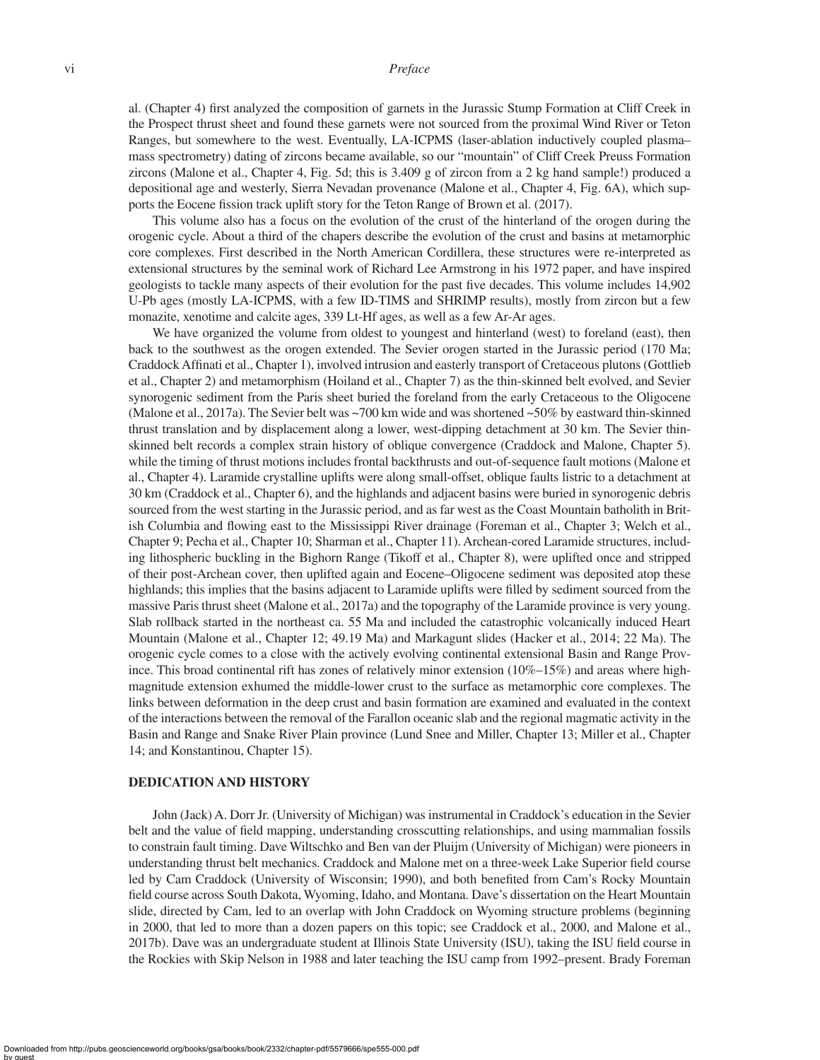al. (Chapter 4) first analyzed the composition of garnets in the Jurassic Stump Formation at Cliff Creek in the Prospect thrust sheet and found these garnets were not sourced from the proximal Wind River or Teton Ranges, but somewhere to the west. Eventually, LA-ICPMS (laser-ablation inductively coupled plasma–mass spectrometry) dating of zircons became available, so our "mountain" of Cliff Creek Preuss Formation zircons (Malone et al., Chapter 4, Fig. 5d; this is 3.409 g of zircon from a 2 kg hand sample!) produced a depositional age and westerly, Sierra Nevadan provenance (Malone et al., Chapter 4, Fig. 6A), which supports the Eocene fission track uplift story for the Teton Range of Brown et al. (2017).

This volume also has a focus on the evolution of the crust of the hinterland of the orogen during the orogenic cycle. About a third of the chapers describe the evolution of the crust and basins at metamorphic core complexes. First described in the North American Cordillera, these structures were re-interpreted as extensional structures by the seminal work of Richard Lee Armstrong in his 1972 paper, and have inspired geologists to tackle many aspects of their evolution for the past five decades. This volume includes 14,902 U-Pb ages (mostly LA-ICPMS, with a few ID-TIMS and SHRIMP results), mostly from zircon but a few monazite, xenotime and calcite ages, 339 Lt-Hf ages, as well as a few Ar-Ar ages.

We have organized the volume from oldest to youngest and hinterland (west) to foreland (east), then back to the southwest as the orogen extended. The Sevier orogen started in the Jurassic period (170 Ma; Craddock Affinati et al., Chapter 1), involved intrusion and easterly transport of Cretaceous plutons (Gottlieb et al., Chapter 2) and metamorphism (Hoiland et al., Chapter 7) as the thin-skinned belt evolved, and Sevier synorogenic sediment from the Paris sheet buried the foreland from the early Cretaceous to the Oligocene (Malone et al., 2017a). The Sevier belt was ~700 km wide and was shortened ~50% by eastward thin-skinned thrust translation and by displacement along a lower, west-dipping detachment at 30 km. The Sevier thin-skinned belt records a complex strain history of oblique convergence (Craddock and Malone, Chapter 5). while the timing of thrust motions includes frontal backthrusts and out-of-sequence fault motions (Malone et al., Chapter 4). Laramide crystalline uplifts were along small-offset, oblique faults listric to a detachment at 30 km (Craddock et al., Chapter 6), and the highlands and adjacent basins were buried in synorogenic debris sourced from the west starting in the Jurassic period, and as far west as the Coast Mountain batholith in British Columbia and flowing east to the Mississippi River drainage (Foreman et al., Chapter 3; Welch et al., Chapter 9; Pecha et al., Chapter 10; Sharman et al., Chapter 11). Archean-cored Laramide structures, including lithospheric buckling in the Bighorn Range (Tikoff et al., Chapter 8), were uplifted once and stripped of their post-Archean cover, then uplifted again and Eocene–Oligocene sediment was deposited atop these highlands; this implies that the basins adjacent to Laramide uplifts were filled by sediment sourced from the massive Paris thrust sheet (Malone et al., 2017a) and the topography of the Laramide province is very young. Slab rollback started in the northeast ca. 55 Ma and included the catastrophic volcanically induced Heart Mountain (Malone et al., Chapter 12; 49.19 Ma) and Markagunt slides (Hacker et al., 2014; 22 Ma). The orogenic cycle comes to a close with the actively evolving continental extensional Basin and Range Province. This broad continental rift has zones of relatively minor extension (10%–15%) and areas where high-magnitude extension exhumed the middle-lower crust to the surface as metamorphic core complexes. The links between deformation in the deep crust and basin formation are examined and evaluated in the context of the interactions between the removal of the Farallon oceanic slab and the regional magmatic activity in the Basin and Range and Snake River Plain province (Lund Snee and Miller, Chapter 13; Miller et al., Chapter 14; and Konstantinou, Chapter 15).

## DEDICATION AND HISTORY

John (Jack) A. Dorr Jr. (University of Michigan) was instrumental in Craddock's education in the Sevier belt and the value of field mapping, understanding crosscutting relationships, and using mammalian fossils to constrain fault timing. Dave Wiltschko and Ben van der Pluijm (University of Michigan) were pioneers in understanding thrust belt mechanics. Craddock and Malone met on a three-week Lake Superior field course led by Cam Craddock (University of Wisconsin; 1990), and both benefited from Cam's Rocky Mountain field course across South Dakota, Wyoming, Idaho, and Montana. Dave's dissertation on the Heart Mountain slide, directed by Cam, led to an overlap with John Craddock on Wyoming structure problems (beginning in 2000, that led to more than a dozen papers on this topic; see Craddock et al., 2000, and Malone et al., 2017b). Dave was an undergraduate student at Illinois State University (ISU), taking the ISU field course in the Rockies with Skip Nelson in 1988 and later teaching the ISU camp from 1992–present. Brady Foreman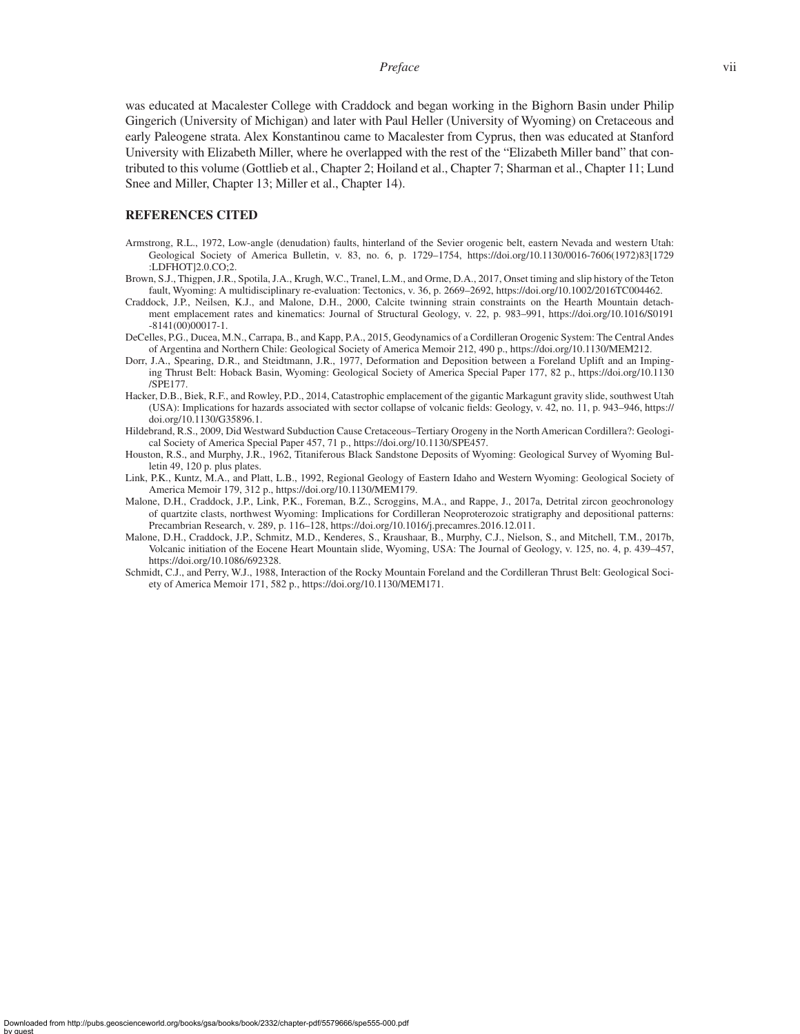was educated at Macalester College with Craddock and began working in the Bighorn Basin under Philip Gingerich (University of Michigan) and later with Paul Heller (University of Wyoming) on Cretaceous and early Paleogene strata. Alex Konstantinou came to Macalester from Cyprus, then was educated at Stanford University with Elizabeth Miller, where he overlapped with the rest of the "Elizabeth Miller band" that contributed to this volume (Gottlieb et al., Chapter 2; Hoiland et al., Chapter 7; Sharman et al., Chapter 11; Lund Snee and Miller, Chapter 13; Miller et al., Chapter 14).

## REFERENCES CITED

Armstrong, R.L., 1972, Low-angle (denudation) faults, hinterland of the Sevier orogenic belt, eastern Nevada and western Utah: Geological Society of America Bulletin, v. 83, no. 6, p. 1729–1754, https://doi.org/10.1130/0016-7606(1972)83[1729:LDFHOT]2.0.CO;2.

Brown, S.J., Thigpen, J.R., Spotila, J.A., Krugh, W.C., Tranel, L.M., and Orme, D.A., 2017, Onset timing and slip history of the Teton fault, Wyoming: A multidisciplinary re-evaluation: Tectonics, v. 36, p. 2669–2692, https://doi.org/10.1002/2016TC004462.

Craddock, J.P., Neilsen, K.J., and Malone, D.H., 2000, Calcite twinning strain constraints on the Hearth Mountain detachment emplacement rates and kinematics: Journal of Structural Geology, v. 22, p. 983–991, https://doi.org/10.1016/S0191-8141(00)00017-1.

DeCelles, P.G., Ducea, M.N., Carrapa, B., and Kapp, P.A., 2015, Geodynamics of a Cordilleran Orogenic System: The Central Andes of Argentina and Northern Chile: Geological Society of America Memoir 212, 490 p., https://doi.org/10.1130/MEM212.

Dorr, J.A., Spearing, D.R., and Steidtmann, J.R., 1977, Deformation and Deposition between a Foreland Uplift and an Impinging Thrust Belt: Hoback Basin, Wyoming: Geological Society of America Special Paper 177, 82 p., https://doi.org/10.1130/SPE177.

Hacker, D.B., Biek, R.F., and Rowley, P.D., 2014, Catastrophic emplacement of the gigantic Markagunt gravity slide, southwest Utah (USA): Implications for hazards associated with sector collapse of volcanic fields: Geology, v. 42, no. 11, p. 943–946, https://doi.org/10.1130/G35896.1.

Hildebrand, R.S., 2009, Did Westward Subduction Cause Cretaceous–Tertiary Orogeny in the North American Cordillera?: Geological Society of America Special Paper 457, 71 p., https://doi.org/10.1130/SPE457.

Houston, R.S., and Murphy, J.R., 1962, Titaniferous Black Sandstone Deposits of Wyoming: Geological Survey of Wyoming Bulletin 49, 120 p. plus plates.

Link, P.K., Kuntz, M.A., and Platt, L.B., 1992, Regional Geology of Eastern Idaho and Western Wyoming: Geological Society of America Memoir 179, 312 p., https://doi.org/10.1130/MEM179.

Malone, D.H., Craddock, J.P., Link, P.K., Foreman, B.Z., Scroggins, M.A., and Rappe, J., 2017a, Detrital zircon geochronology of quartzite clasts, northwest Wyoming: Implications for Cordilleran Neoproterozoic stratigraphy and depositional patterns: Precambrian Research, v. 289, p. 116–128, https://doi.org/10.1016/j.precamres.2016.12.011.

Malone, D.H., Craddock, J.P., Schmitz, M.D., Kenderes, S., Kraushaar, B., Murphy, C.J., Nielson, S., and Mitchell, T.M., 2017b, Volcanic initiation of the Eocene Heart Mountain slide, Wyoming, USA: The Journal of Geology, v. 125, no. 4, p. 439–457, https://doi.org/10.1086/692328.

Schmidt, C.J., and Perry, W.J., 1988, Interaction of the Rocky Mountain Foreland and the Cordilleran Thrust Belt: Geological Society of America Memoir 171, 582 p., https://doi.org/10.1130/MEM171.